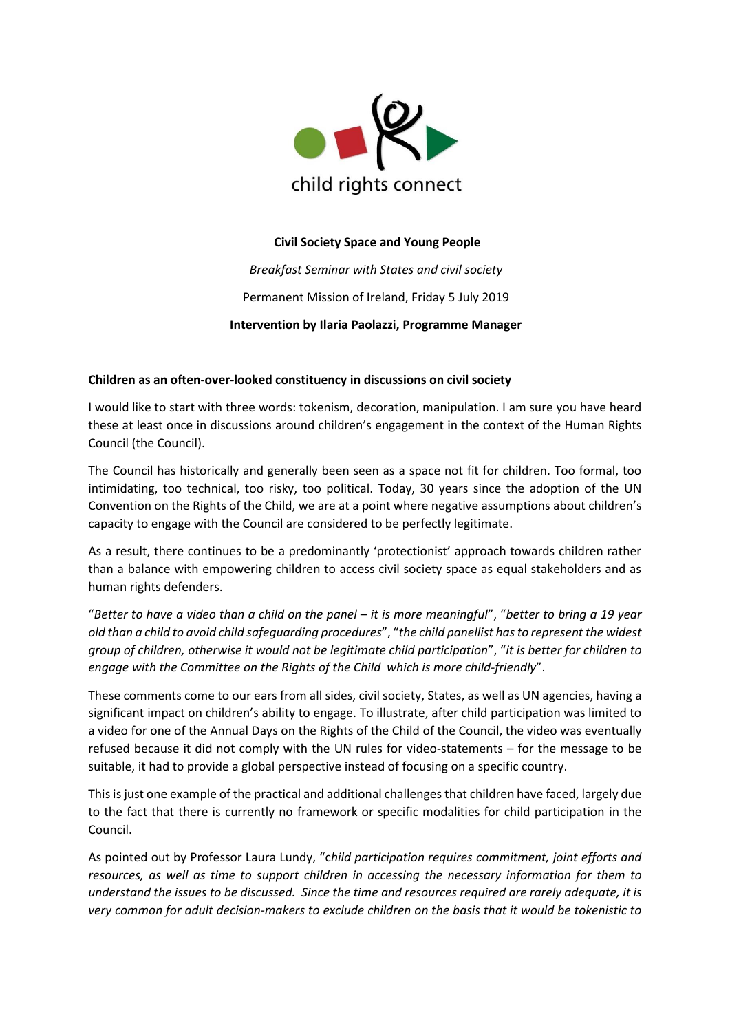child rights connect

**Civil Society Space and Young People**

*Breakfast Seminar with States and civil society*

Permanent Mission of Ireland, Friday 5 July 2019

**Intervention by Ilaria Paolazzi, Programme Manager**

**Children as an often-over-looked constituency in discussions on civil society**

I would like to start with three words: tokenism, decoration, manipulation. I am sure you have heard these at least once in discussions around children's engagement in the context of the Human Rights Council (the Council).

The Council has historically and generally been seen as a space not fit for children. Too formal, too intimidating, too technical, too risky, too political. Today, 30 years since the adoption of the UN Convention on the Rights of the Child, we are at a point where negative assumptions about children's capacity to engage with the Council are considered to be perfectly legitimate.

As a result, there continues to be a predominantly 'protectionist' approach towards children rather than a balance with empowering children to access civil society space as equal stakeholders and as human rights defenders.

"*Better to have a video than a child on the panel – it is more meaningful*", "*better to bring a 19 year old than a child to avoid child safeguarding procedures*", "*the child panellist has to represent the widest group of children, otherwise it would not be legitimate child participation*", "*it is better for children to engage with the Committee on the Rights of the Child which is more child-friendly*".

These comments come to our ears from all sides, civil society, States, as well as UN agencies, having a significant impact on children's ability to engage. To illustrate, after child participation was limited to a video for one of the Annual Days on the Rights of the Child of the Council, the video was eventually refused because it did not comply with the UN rules for video-statements – for the message to be suitable, it had to provide a global perspective instead of focusing on a specific country.

This is just one example of the practical and additional challenges that children have faced, largely due to the fact that there is currently no framework or specific modalities for child participation in the Council.

As pointed out by Professor Laura Lundy, "*child participation requires commitment, joint efforts and resources, as well as time to support children in accessing the necessary information for them to understand the issues to be discussed. Since the time and resources required are rarely adequate, it is very common for adult decision-makers to exclude children on the basis that it would be tokenistic to*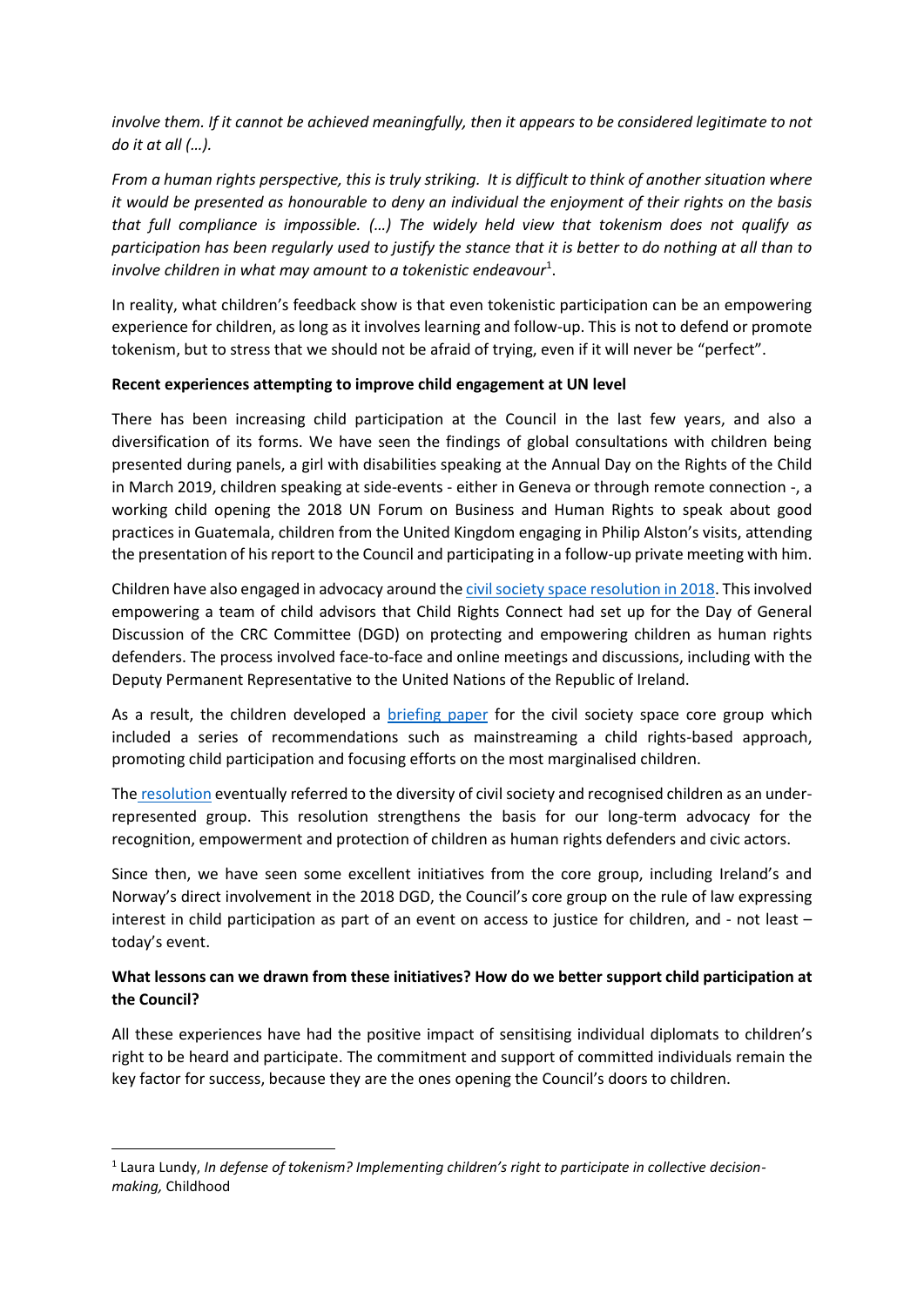*involve them. If it cannot be achieved meaningfully, then it appears to be considered legitimate to not do it at all (…).*

*From a human rights perspective, this is truly striking. It is difficult to think of another situation where it would be presented as honourable to deny an individual the enjoyment of their rights on the basis that full compliance is impossible. (…) The widely held view that tokenism does not qualify as participation has been regularly used to justify the stance that it is better to do nothing at all than to involve children in what may amount to a tokenistic endeavour*[1].

In reality, what children's feedback show is that even tokenistic participation can be an empowering experience for children, as long as it involves learning and follow-up. This is not to defend or promote tokenism, but to stress that we should not be afraid of trying, even if it will never be "perfect".

**Recent experiences attempting to improve child engagement at UN level**

There has been increasing child participation at the Council in the last few years, and also a diversification of its forms. We have seen the findings of global consultations with children being presented during panels, a girl with disabilities speaking at the Annual Day on the Rights of the Child in March 2019, children speaking at side-events - either in Geneva or through remote connection -, a working child opening the 2018 UN Forum on Business and Human Rights to speak about good practices in Guatemala, children from the United Kingdom engaging in Philip Alston's visits, attending the presentation of his report to the Council and participating in a follow-up private meeting with him.

Children have also engaged in advocacy around the civil society space resolution in 2018. This involved empowering a team of child advisors that Child Rights Connect had set up for the Day of General Discussion of the CRC Committee (DGD) on protecting and empowering children as human rights defenders. The process involved face-to-face and online meetings and discussions, including with the Deputy Permanent Representative to the United Nations of the Republic of Ireland.

As a result, the children developed a briefing paper for the civil society space core group which included a series of recommendations such as mainstreaming a child rights-based approach, promoting child participation and focusing efforts on the most marginalised children.

The resolution eventually referred to the diversity of civil society and recognised children as an under-represented group. This resolution strengthens the basis for our long-term advocacy for the recognition, empowerment and protection of children as human rights defenders and civic actors.

Since then, we have seen some excellent initiatives from the core group, including Ireland's and Norway's direct involvement in the 2018 DGD, the Council's core group on the rule of law expressing interest in child participation as part of an event on access to justice for children, and - not least – today's event.

**What lessons can we drawn from these initiatives? How do we better support child participation at the Council?**

All these experiences have had the positive impact of sensitising individual diplomats to children's right to be heard and participate. The commitment and support of committed individuals remain the key factor for success, because they are the ones opening the Council's doors to children.

---

[1] Laura Lundy, *In defense of tokenism? Implementing children's right to participate in collective decision-making,* Childhood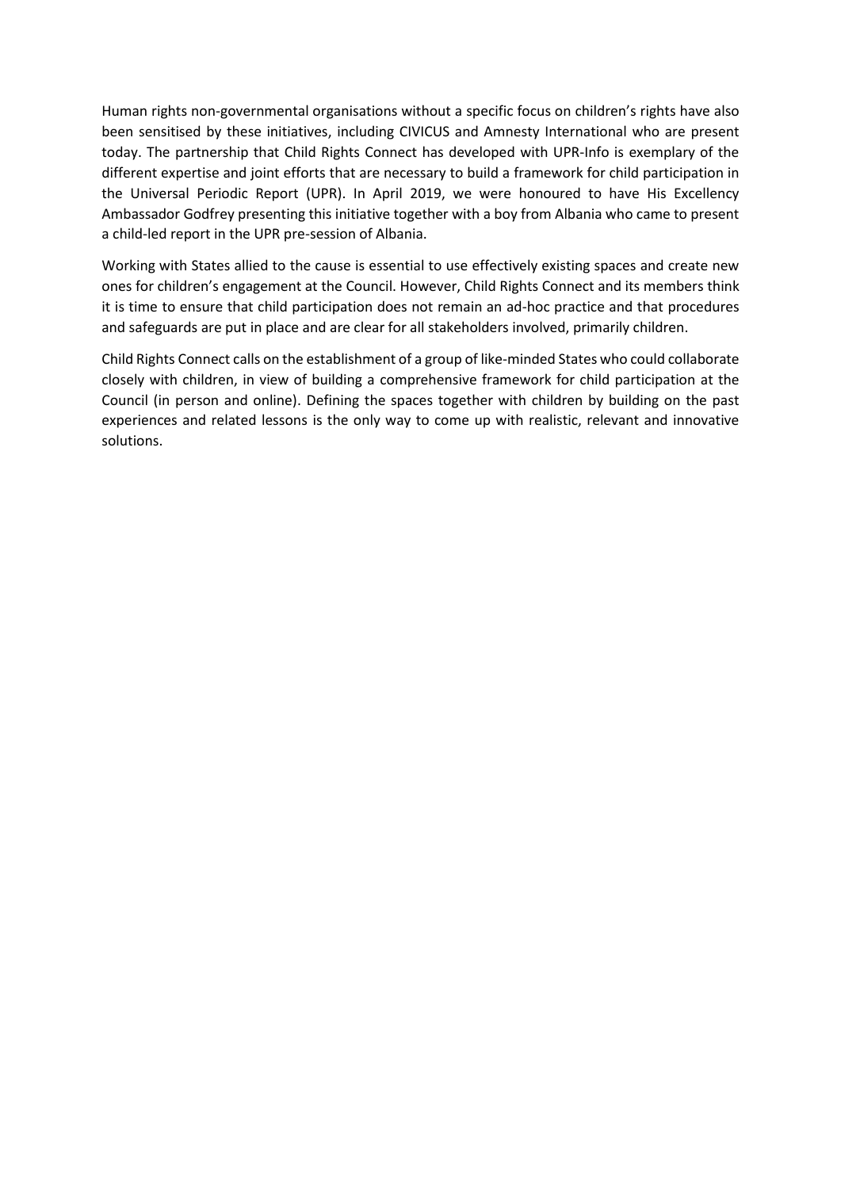Human rights non-governmental organisations without a specific focus on children's rights have also been sensitised by these initiatives, including CIVICUS and Amnesty International who are present today. The partnership that Child Rights Connect has developed with UPR-Info is exemplary of the different expertise and joint efforts that are necessary to build a framework for child participation in the Universal Periodic Report (UPR). In April 2019, we were honoured to have His Excellency Ambassador Godfrey presenting this initiative together with a boy from Albania who came to present a child-led report in the UPR pre-session of Albania.

Working with States allied to the cause is essential to use effectively existing spaces and create new ones for children's engagement at the Council. However, Child Rights Connect and its members think it is time to ensure that child participation does not remain an ad-hoc practice and that procedures and safeguards are put in place and are clear for all stakeholders involved, primarily children.

Child Rights Connect calls on the establishment of a group of like-minded States who could collaborate closely with children, in view of building a comprehensive framework for child participation at the Council (in person and online). Defining the spaces together with children by building on the past experiences and related lessons is the only way to come up with realistic, relevant and innovative solutions.